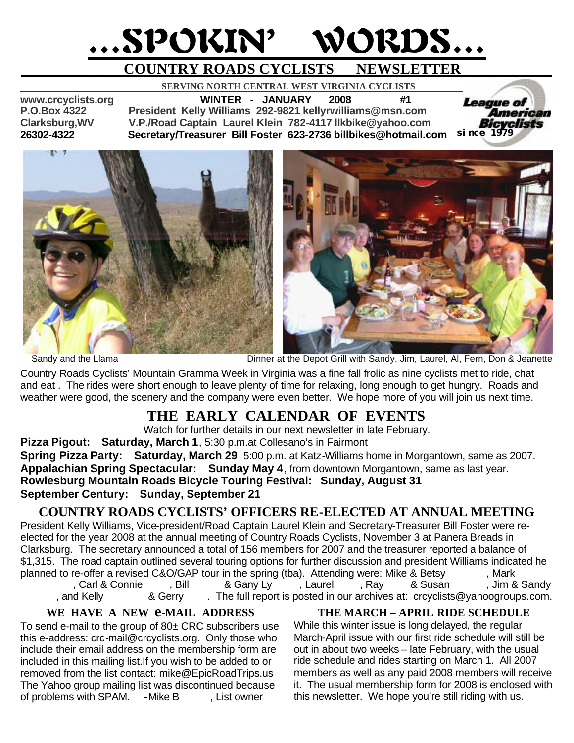# ...SPOKIN' WORDS...

## COUNTRY ROADS CYCLISTS NEWSLETTER

**SERVING NORTH CENTRAL WEST VIRGINIA CYCLISTS**

**www.crcyclists.org** **WINTER - JANUARY 2008 #1**
**P.O.Box 4322** **President Kelly Williams 292-9821 kellyrwilliams@msn.com**
**Clarksburg,WV** **V.P./Road Captain Laurel Klein 782-4117 llkbike@yahoo.com**
**26302-4322** **Secretary/Treasurer Bill Foster 623-2736 billbikes@hotmail.com**

League of American Bicyclists since 1979

Sandy and the Llama

Dinner at the Depot Grill with Sandy, Jim, Laurel, Al, Fern, Don & Jeanette

Country Roads Cyclists' Mountain Gramma Week in Virginia was a fine fall frolic as nine cyclists met to ride, chat and eat . The rides were short enough to leave plenty of time for relaxing, long enough to get hungry. Roads and weather were good, the scenery and the company were even better. We hope more of you will join us next time.

## THE EARLY CALENDAR OF EVENTS

Watch for further details in our next newsletter in late February.

**Pizza Pigout: Saturday, March 1**, 5:30 p.m.at Collesano's in Fairmont
**Spring Pizza Party: Saturday, March 29**, 5:00 p.m. at Katz-Williams home in Morgantown, same as 2007.
**Appalachian Spring Spectacular: Sunday May 4**, from downtown Morgantown, same as last year.
**Rowlesburg Mountain Roads Bicycle Touring Festival: Sunday, August 31**
**September Century: Sunday, September 21**

## COUNTRY ROADS CYCLISTS' OFFICERS RE-ELECTED AT ANNUAL MEETING

President Kelly Williams, Vice-president/Road Captain Laurel Klein and Secretary-Treasurer Bill Foster were re-elected for the year 2008 at the annual meeting of Country Roads Cyclists, November 3 at Panera Breads in Clarksburg. The secretary announced a total of 156 members for 2007 and the treasurer reported a balance of $1,315. The road captain outlined several touring options for further discussion and president Williams indicated he planned to re-offer a revised C&O/GAP tour in the spring (tba). Attending were: Mike & Betsy , Mark , Carl & Connie , Bill & Gany Ly , Laurel , Ray & Susan , Jim & Sandy , and Kelly & Gerry . The full report is posted in our archives at: crcyclists@yahoogroups.com.

### WE HAVE A NEW e-MAIL ADDRESS

To send e-mail to the group of 80± CRC subscribers use this e-address: crc-mail@crcyclists.org. Only those who include their email address on the membership form are included in this mailing list.If you wish to be added to or removed from the list contact: mike@EpicRoadTrips.us The Yahoo group mailing list was discontinued because of problems with SPAM. -Mike B , List owner

### THE MARCH – APRIL RIDE SCHEDULE

While this winter issue is long delayed, the regular March-April issue with our first ride schedule will still be out in about two weeks – late February, with the usual ride schedule and rides starting on March 1. All 2007 members as well as any paid 2008 members will receive it. The usual membership form for 2008 is enclosed with this newsletter. We hope you're still riding with us.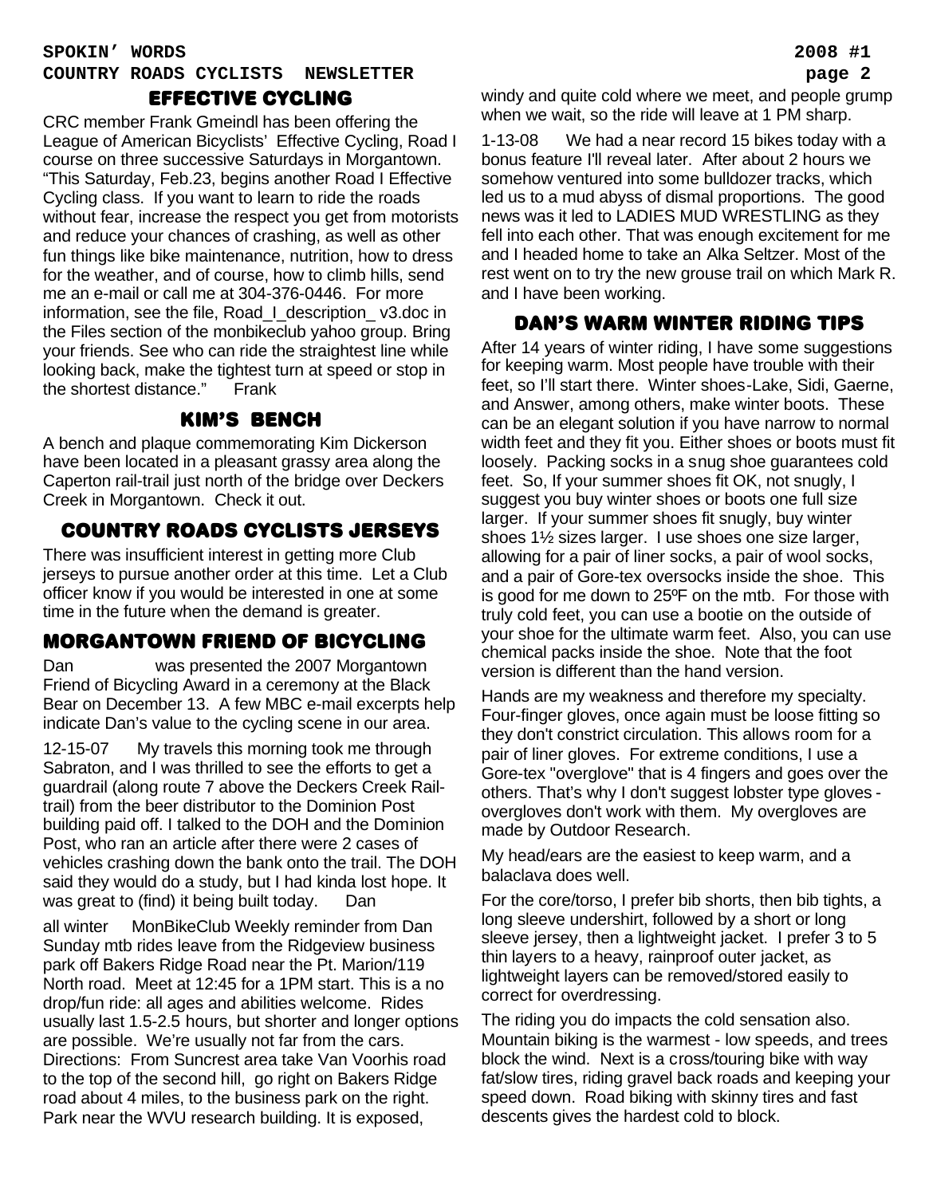## EFFECTIVE CYCLING

CRC member Frank Gmeindl has been offering the League of American Bicyclists' Effective Cycling, Road I course on three successive Saturdays in Morgantown. "This Saturday, Feb.23, begins another Road I Effective Cycling class. If you want to learn to ride the roads without fear, increase the respect you get from motorists and reduce your chances of crashing, as well as other fun things like bike maintenance, nutrition, how to dress for the weather, and of course, how to climb hills, send me an e-mail or call me at 304-376-0446. For more information, see the file, Road_I_description_ v3.doc in the Files section of the monbikeclub yahoo group. Bring your friends. See who can ride the straightest line while looking back, make the tightest turn at speed or stop in the shortest distance." Frank

## KIM'S BENCH

A bench and plaque commemorating Kim Dickerson have been located in a pleasant grassy area along the Caperton rail-trail just north of the bridge over Deckers Creek in Morgantown. Check it out.

## COUNTRY ROADS CYCLISTS JERSEYS

There was insufficient interest in getting more Club jerseys to pursue another order at this time. Let a Club officer know if you would be interested in one at some time in the future when the demand is greater.

## MORGANTOWN FRIEND OF BICYCLING

Dan was presented the 2007 Morgantown Friend of Bicycling Award in a ceremony at the Black Bear on December 13. A few MBC e-mail excerpts help indicate Dan's value to the cycling scene in our area.

12-15-07 My travels this morning took me through Sabraton, and I was thrilled to see the efforts to get a guardrail (along route 7 above the Deckers Creek Rail-trail) from the beer distributor to the Dominion Post building paid off. I talked to the DOH and the Dominion Post, who ran an article after there were 2 cases of vehicles crashing down the bank onto the trail. The DOH said they would do a study, but I had kinda lost hope. It was great to (find) it being built today. Dan

all winter MonBikeClub Weekly reminder from Dan Sunday mtb rides leave from the Ridgeview business park off Bakers Ridge Road near the Pt. Marion/119 North road. Meet at 12:45 for a 1PM start. This is a no drop/fun ride: all ages and abilities welcome. Rides usually last 1.5-2.5 hours, but shorter and longer options are possible. We're usually not far from the cars. Directions: From Suncrest area take Van Voorhis road to the top of the second hill, go right on Bakers Ridge road about 4 miles, to the business park on the right. Park near the WVU research building. It is exposed, windy and quite cold where we meet, and people grump when we wait, so the ride will leave at 1 PM sharp.

1-13-08 We had a near record 15 bikes today with a bonus feature I'll reveal later. After about 2 hours we somehow ventured into some bulldozer tracks, which led us to a mud abyss of dismal proportions. The good news was it led to LADIES MUD WRESTLING as they fell into each other. That was enough excitement for me and I headed home to take an Alka Seltzer. Most of the rest went on to try the new grouse trail on which Mark R. and I have been working.

## DAN'S WARM WINTER RIDING TIPS

After 14 years of winter riding, I have some suggestions for keeping warm. Most people have trouble with their feet, so I'll start there. Winter shoes-Lake, Sidi, Gaerne, and Answer, among others, make winter boots. These can be an elegant solution if you have narrow to normal width feet and they fit you. Either shoes or boots must fit loosely. Packing socks in a snug shoe guarantees cold feet. So, If your summer shoes fit OK, not snugly, I suggest you buy winter shoes or boots one full size larger. If your summer shoes fit snugly, buy winter shoes 1½ sizes larger. I use shoes one size larger, allowing for a pair of liner socks, a pair of wool socks, and a pair of Gore-tex oversocks inside the shoe. This is good for me down to 25ºF on the mtb. For those with truly cold feet, you can use a bootie on the outside of your shoe for the ultimate warm feet. Also, you can use chemical packs inside the shoe. Note that the foot version is different than the hand version.

Hands are my weakness and therefore my specialty. Four-finger gloves, once again must be loose fitting so they don't constrict circulation. This allows room for a pair of liner gloves. For extreme conditions, I use a Gore-tex "overglove" that is 4 fingers and goes over the others. That's why I don't suggest lobster type gloves - overgloves don't work with them. My overgloves are made by Outdoor Research.

My head/ears are the easiest to keep warm, and a balaclava does well.

For the core/torso, I prefer bib shorts, then bib tights, a long sleeve undershirt, followed by a short or long sleeve jersey, then a lightweight jacket. I prefer 3 to 5 thin layers to a heavy, rainproof outer jacket, as lightweight layers can be removed/stored easily to correct for overdressing.

The riding you do impacts the cold sensation also. Mountain biking is the warmest - low speeds, and trees block the wind. Next is a cross/touring bike with way fat/slow tires, riding gravel back roads and keeping your speed down. Road biking with skinny tires and fast descents gives the hardest cold to block.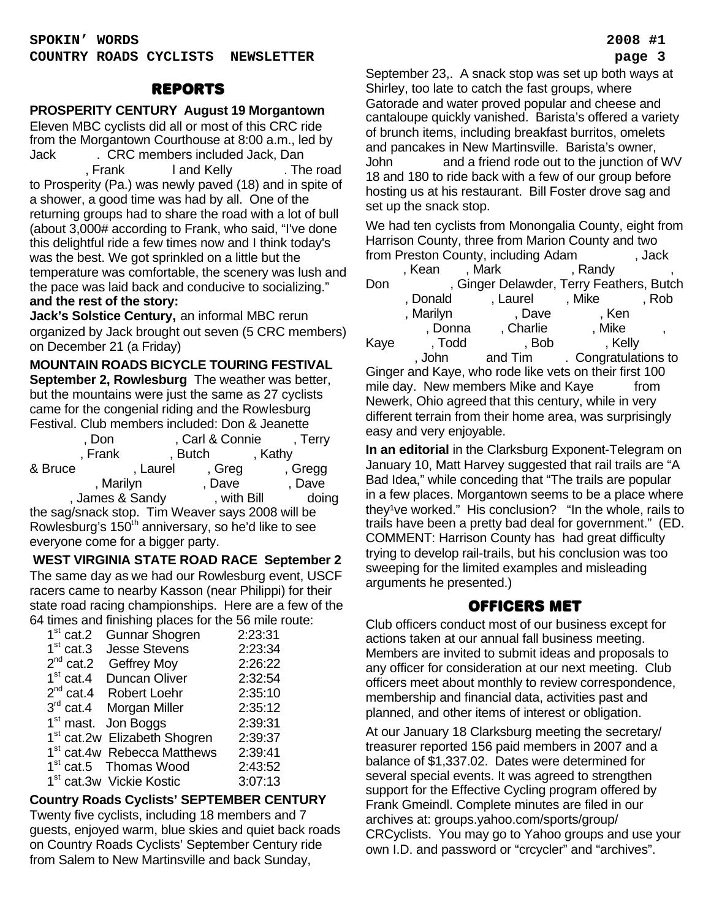## REPORTS

**PROSPERITY CENTURY August 19 Morgantown** Eleven MBC cyclists did all or most of this CRC ride from the Morgantown Courthouse at 8:00 a.m., led by Jack . CRC members included Jack, Dan , Frank l and Kelly . The road to Prosperity (Pa.) was newly paved (18) and in spite of a shower, a good time was had by all. One of the returning groups had to share the road with a lot of bull (about 3,000# according to Frank, who said, "I've done this delightful ride a few times now and I think today's was the best. We got sprinkled on a little but the temperature was comfortable, the scenery was lush and the pace was laid back and conducive to socializing."

**and the rest of the story:**

**Jack's Solstice Century,** an informal MBC rerun organized by Jack brought out seven (5 CRC members) on December 21 (a Friday)

**MOUNTAIN ROADS BICYCLE TOURING FESTIVAL September 2, Rowlesburg** The weather was better, but the mountains were just the same as 27 cyclists came for the congenial riding and the Rowlesburg Festival. Club members included: Don & Jeanette , Don , Carl & Connie , Terry , Frank , Butch , Kathy & Bruce , Laurel , Greg , Gregg , Marilyn , Dave , Dave , James & Sandy , with Bill doing the sag/snack stop. Tim Weaver says 2008 will be Rowlesburg's 150th anniversary, so he'd like to see everyone come for a bigger party.

**WEST VIRGINIA STATE ROAD RACE September 2** The same day as we had our Rowlesburg event, USCF racers came to nearby Kasson (near Philippi) for their state road racing championships. Here are a few of the 64 times and finishing places for the 56 mile route:

| | | |
|---|---|---|
| 1st cat.2 | Gunnar Shogren | 2:23:31 |
| 1st cat.3 | Jesse Stevens | 2:23:34 |
| 2nd cat.2 | Geffrey Moy | 2:26:22 |
| 1st cat.4 | Duncan Oliver | 2:32:54 |
| 2nd cat.4 | Robert Loehr | 2:35:10 |
| 3rd cat.4 | Morgan Miller | 2:35:12 |
| 1st mast. | Jon Boggs | 2:39:31 |
| 1st cat.2w | Elizabeth Shogren | 2:39:37 |
| 1st cat.4w | Rebecca Matthews | 2:39:41 |
| 1st cat.5 | Thomas Wood | 2:43:52 |
| 1st cat.3w | Vickie Kostic | 3:07:13 |

**Country Roads Cyclists' SEPTEMBER CENTURY** Twenty five cyclists, including 18 members and 7 guests, enjoyed warm, blue skies and quiet back roads on Country Roads Cyclists' September Century ride from Salem to New Martinsville and back Sunday, September 23,. A snack stop was set up both ways at Shirley, too late to catch the fast groups, where Gatorade and water proved popular and cheese and cantaloupe quickly vanished. Barista's offered a variety of brunch items, including breakfast burritos, omelets and pancakes in New Martinsville. Barista's owner, John and a friend rode out to the junction of WV 18 and 180 to ride back with a few of our group before hosting us at his restaurant. Bill Foster drove sag and set up the snack stop.

We had ten cyclists from Monongalia County, eight from Harrison County, three from Marion County and two from Preston County, including Adam , Jack , Kean , Mark , Randy , Don , Ginger Delawder, Terry Feathers, Butch , Donald , Laurel , Mike , Rob , Marilyn , Dave , Ken , Donna , Charlie , Mike , Kaye , Todd , Bob , Kelly , John and Tim . Congratulations to Ginger and Kaye, who rode like vets on their first 100 mile day. New members Mike and Kaye from Newerk, Ohio agreed that this century, while in very different terrain from their home area, was surprisingly easy and very enjoyable.

**In an editorial** in the Clarksburg Exponent-Telegram on January 10, Matt Harvey suggested that rail trails are "A Bad Idea," while conceding that "The trails are popular in a few places. Morgantown seems to be a place where they¹ve worked." His conclusion? "In the whole, rails to trails have been a pretty bad deal for government." (ED. COMMENT: Harrison County has had great difficulty trying to develop rail-trails, but his conclusion was too sweeping for the limited examples and misleading arguments he presented.)

## OFFICERS MET

Club officers conduct most of our business except for actions taken at our annual fall business meeting. Members are invited to submit ideas and proposals to any officer for consideration at our next meeting. Club officers meet about monthly to review correspondence, membership and financial data, activities past and planned, and other items of interest or obligation.

At our January 18 Clarksburg meeting the secretary/ treasurer reported 156 paid members in 2007 and a balance of $1,337.02. Dates were determined for several special events. It was agreed to strengthen support for the Effective Cycling program offered by Frank Gmeindl. Complete minutes are filed in our archives at: groups.yahoo.com/sports/group/ CRCyclists. You may go to Yahoo groups and use your own I.D. and password or "crcycler" and "archives".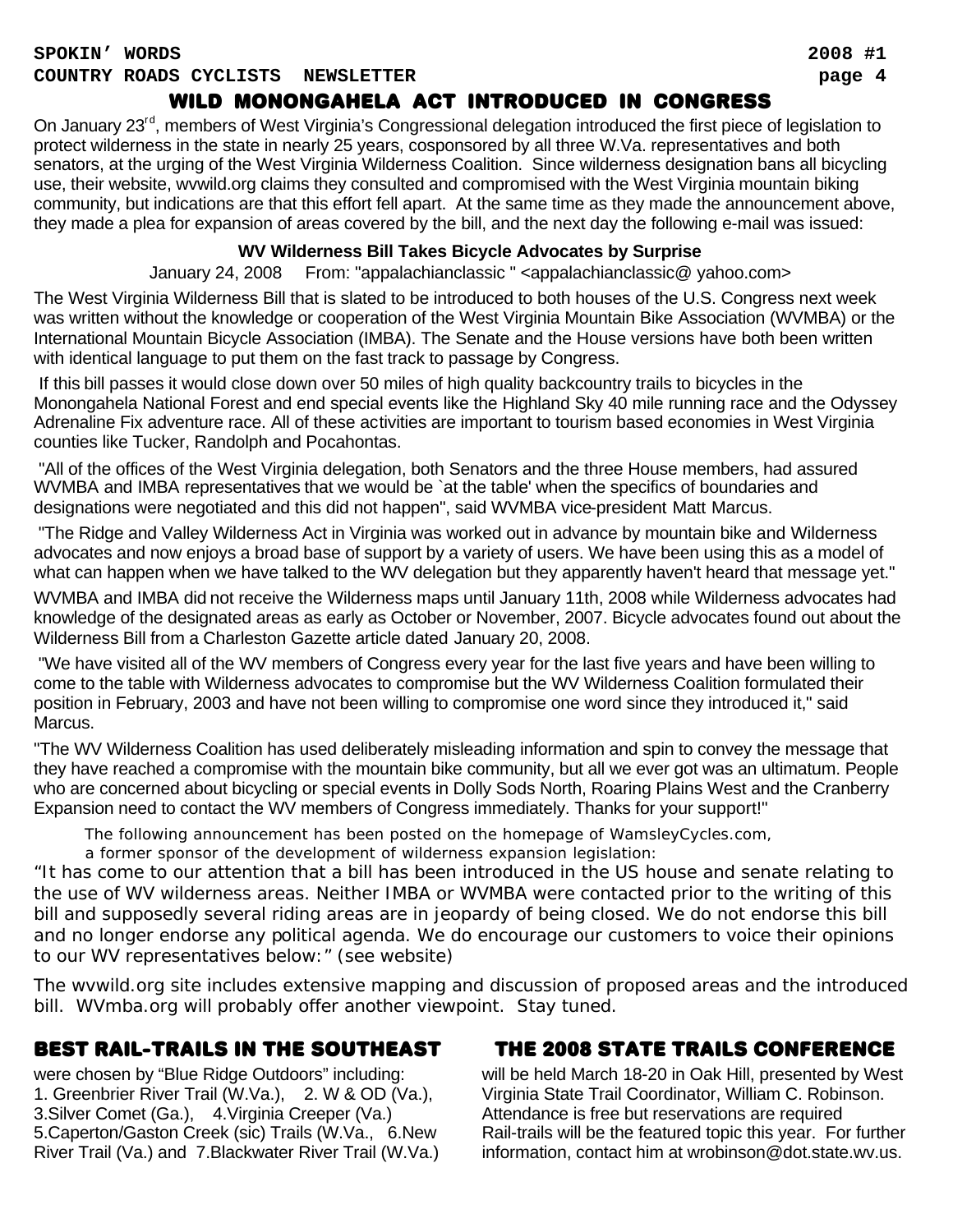## WILD MONONGAHELA ACT INTRODUCED IN CONGRESS

On January 23rd, members of West Virginia's Congressional delegation introduced the first piece of legislation to protect wilderness in the state in nearly 25 years, cosponsored by all three W.Va. representatives and both senators, at the urging of the West Virginia Wilderness Coalition. Since wilderness designation bans all bicycling use, their website, wvwild.org claims they consulted and compromised with the West Virginia mountain biking community, but indications are that this effort fell apart. At the same time as they made the announcement above, they made a plea for expansion of areas covered by the bill, and the next day the following e-mail was issued:

**WV Wilderness Bill Takes Bicycle Advocates by Surprise**

January 24, 2008 From: "appalanchianclassic " <appalachianclassic@ yahoo.com>

The West Virginia Wilderness Bill that is slated to be introduced to both houses of the U.S. Congress next week was written without the knowledge or cooperation of the West Virginia Mountain Bike Association (WVMBA) or the International Mountain Bicycle Association (IMBA). The Senate and the House versions have both been written with identical language to put them on the fast track to passage by Congress.

If this bill passes it would close down over 50 miles of high quality backcountry trails to bicycles in the Monongahela National Forest and end special events like the Highland Sky 40 mile running race and the Odyssey Adrenaline Fix adventure race. All of these activities are important to tourism based economies in West Virginia counties like Tucker, Randolph and Pocahontas.

"All of the offices of the West Virginia delegation, both Senators and the three House members, had assured WVMBA and IMBA representatives that we would be `at the table' when the specifics of boundaries and designations were negotiated and this did not happen", said WVMBA vice-president Matt Marcus.

"The Ridge and Valley Wilderness Act in Virginia was worked out in advance by mountain bike and Wilderness advocates and now enjoys a broad base of support by a variety of users. We have been using this as a model of what can happen when we have talked to the WV delegation but they apparently haven't heard that message yet."

WVMBA and IMBA did not receive the Wilderness maps until January 11th, 2008 while Wilderness advocates had knowledge of the designated areas as early as October or November, 2007. Bicycle advocates found out about the Wilderness Bill from a Charleston Gazette article dated January 20, 2008.

"We have visited all of the WV members of Congress every year for the last five years and have been willing to come to the table with Wilderness advocates to compromise but the WV Wilderness Coalition formulated their position in February, 2003 and have not been willing to compromise one word since they introduced it," said Marcus.

"The WV Wilderness Coalition has used deliberately misleading information and spin to convey the message that they have reached a compromise with the mountain bike community, but all we ever got was an ultimatum. People who are concerned about bicycling or special events in Dolly Sods North, Roaring Plains West and the Cranberry Expansion need to contact the WV members of Congress immediately. Thanks for your support!"

The following announcement has been posted on the homepage of WamsleyCycles.com, a former sponsor of the development of wilderness expansion legislation:

"It has come to our attention that a bill has been introduced in the US house and senate relating to the use of WV wilderness areas. Neither IMBA or WVMBA were contacted prior to the writing of this bill and supposedly several riding areas are in jeopardy of being closed. We do not endorse this bill and no longer endorse any political agenda. We do encourage our customers to voice their opinions to our WV representatives below:" (see website)

The wvwild.org site includes extensive mapping and discussion of proposed areas and the introduced bill. WVmba.org will probably offer another viewpoint. Stay tuned.

## BEST RAIL-TRAILS IN THE SOUTHEAST

were chosen by "Blue Ridge Outdoors" including:
1. Greenbrier River Trail (W.Va.), 2. W & OD (Va.), 3.Silver Comet (Ga.), 4.Virginia Creeper (Va.) 5.Caperton/Gaston Creek (sic) Trails (W.Va., 6.New River Trail (Va.) and 7.Blackwater River Trail (W.Va.)

## THE 2008 STATE TRAILS CONFERENCE

will be held March 18-20 in Oak Hill, presented by West Virginia State Trail Coordinator, William C. Robinson. Attendance is free but reservations are required Rail-trails will be the featured topic this year. For further information, contact him at wrobinson@dot.state.wv.us.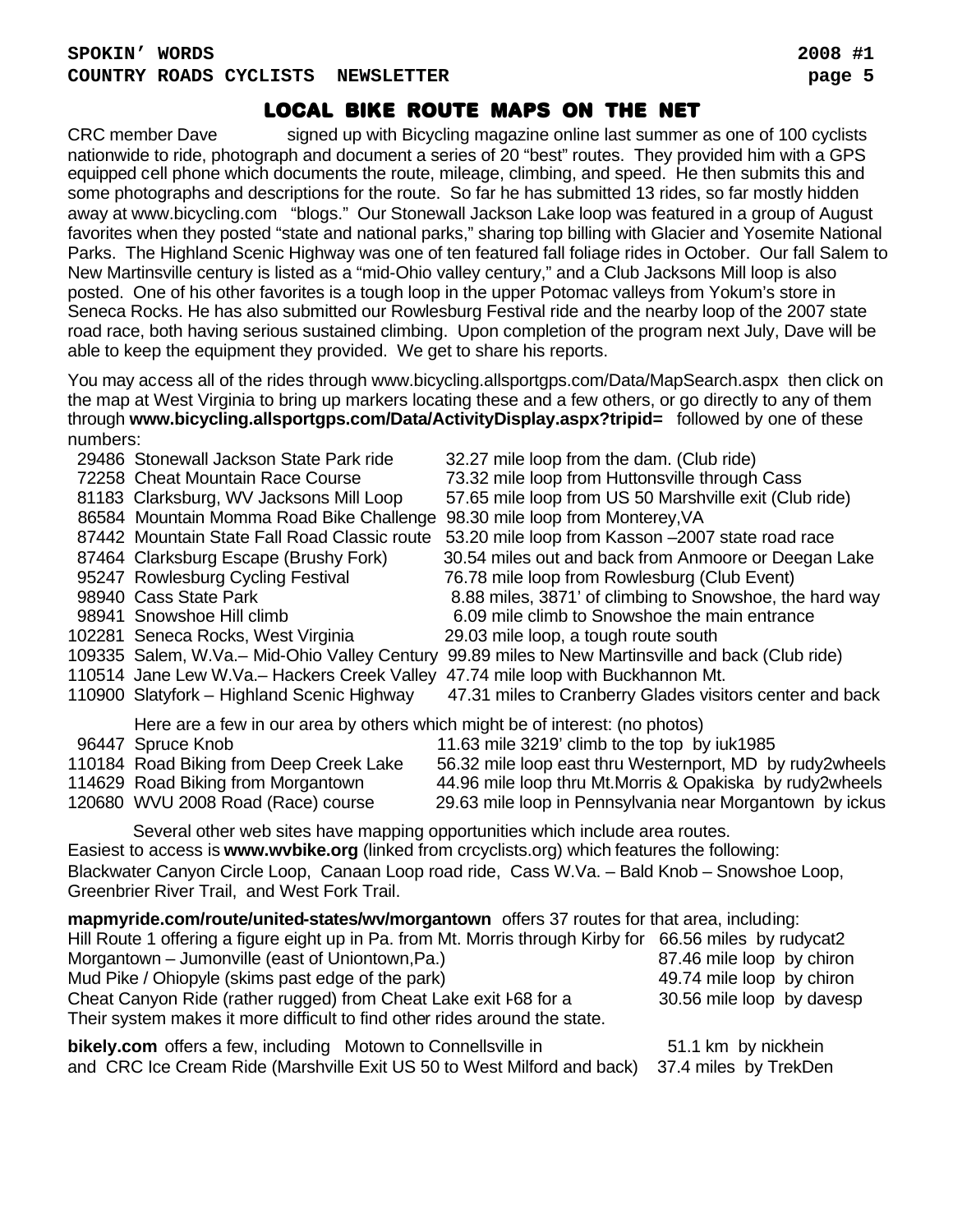## LOCAL BIKE ROUTE MAPS ON THE NET

CRC member Dave            signed up with Bicycling magazine online last summer as one of 100 cyclists nationwide to ride, photograph and document a series of 20 "best" routes. They provided him with a GPS equipped cell phone which documents the route, mileage, climbing, and speed. He then submits this and some photographs and descriptions for the route. So far he has submitted 13 rides, so far mostly hidden away at www.bicycling.com "blogs." Our Stonewall Jackson Lake loop was featured in a group of August favorites when they posted "state and national parks," sharing top billing with Glacier and Yosemite National Parks. The Highland Scenic Highway was one of ten featured fall foliage rides in October. Our fall Salem to New Martinsville century is listed as a "mid-Ohio valley century," and a Club Jacksons Mill loop is also posted. One of his other favorites is a tough loop in the upper Potomac valleys from Yokum's store in Seneca Rocks. He has also submitted our Rowlesburg Festival ride and the nearby loop of the 2007 state road race, both having serious sustained climbing. Upon completion of the program next July, Dave will be able to keep the equipment they provided. We get to share his reports.

You may access all of the rides through www.bicycling.allsportgps.com/Data/MapSearch.aspx then click on the map at West Virginia to bring up markers locating these and a few others, or go directly to any of them through **www.bicycling.allsportgps.com/Data/ActivityDisplay.aspx?tripid=** followed by one of these numbers:

| | | |
|---|---|---|
| 29486 | Stonewall Jackson State Park ride | 32.27 mile loop from the dam. (Club ride) |
| 72258 | Cheat Mountain Race Course | 73.32 mile loop from Huttonsville through Cass |
| 81183 | Clarksburg, WV Jacksons Mill Loop | 57.65 mile loop from US 50 Marshville exit (Club ride) |
| 86584 | Mountain Momma Road Bike Challenge | 98.30 mile loop from Monterey,VA |
| 87442 | Mountain State Fall Road Classic route | 53.20 mile loop from Kasson –2007 state road race |
| 87464 | Clarksburg Escape (Brushy Fork) | 30.54 miles out and back from Anmoore or Deegan Lake |
| 95247 | Rowlesburg Cycling Festival | 76.78 mile loop from Rowlesburg (Club Event) |
| 98940 | Cass State Park | 8.88 miles, 3871' of climbing to Snowshoe, the hard way |
| 98941 | Snowshoe Hill climb | 6.09 mile climb to Snowshoe the main entrance |
| 102281 | Seneca Rocks, West Virginia | 29.03 mile loop, a tough route south |
| 109335 | Salem, W.Va.– Mid-Ohio Valley Century | 99.89 miles to New Martinsville and back (Club ride) |
| 110514 | Jane Lew W.Va.– Hackers Creek Valley | 47.74 mile loop with Buckhannon Mt. |
| 110900 | Slatyfork – Highland Scenic Highway | 47.31 miles to Cranberry Glades visitors center and back |

Here are a few in our area by others which might be of interest: (no photos)

| | | |
|---|---|---|
| 96447 | Spruce Knob | 11.63 mile 3219' climb to the top by iuk1985 |
| 110184 | Road Biking from Deep Creek Lake | 56.32 mile loop east thru Westernport, MD by rudy2wheels |
| 114629 | Road Biking from Morgantown | 44.96 mile loop thru Mt.Morris & Opakiska by rudy2wheels |
| 120680 | WVU 2008 Road (Race) course | 29.63 mile loop in Pennsylvania near Morgantown by ickus |

Several other web sites have mapping opportunities which include area routes. Easiest to access is **www.wvbike.org** (linked from crcyclists.org) which features the following: Blackwater Canyon Circle Loop, Canaan Loop road ride, Cass W.Va. – Bald Knob – Snowshoe Loop, Greenbrier River Trail, and West Fork Trail.

**mapmyride.com/route/united-states/wv/morgantown** offers 37 routes for that area, including:

| | |
|---|---|
| Hill Route 1 offering a figure eight up in Pa. from Mt. Morris through Kirby for | 66.56 miles by rudycat2 |
| Morgantown – Jumonville (east of Uniontown,Pa.) | 87.46 mile loop by chiron |
| Mud Pike / Ohiopyle (skims past edge of the park) | 49.74 mile loop by chiron |
| Cheat Canyon Ride (rather rugged) from Cheat Lake exit I-68 for a | 30.56 mile loop by davesp |

Their system makes it more difficult to find other rides around the state.

**bikely.com** offers a few, including Motown to Connellsville in 51.1 km by nickhein and CRC Ice Cream Ride (Marshville Exit US 50 to West Milford and back) 37.4 miles by TrekDen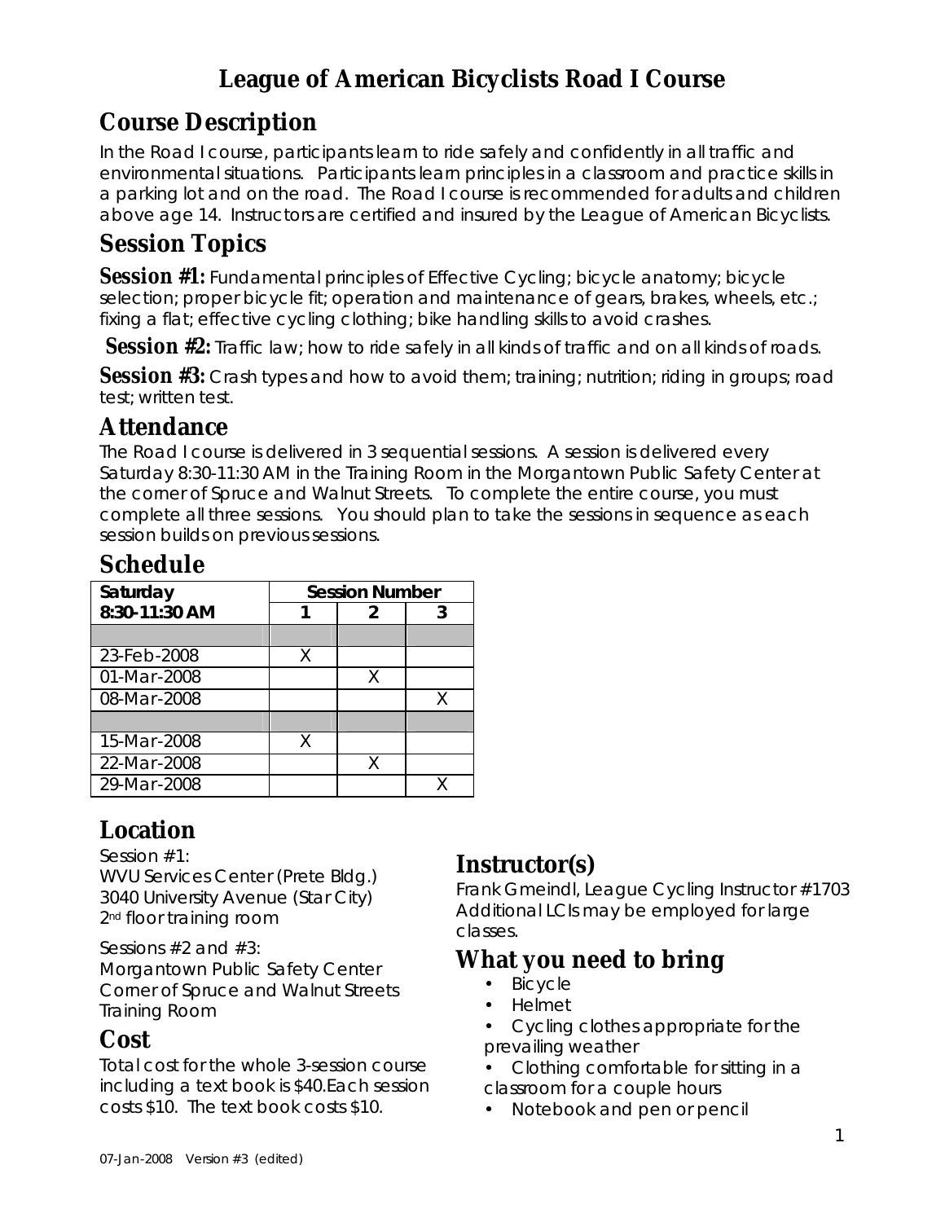# League of American Bicyclists Road I Course

## Course Description

In the Road I course, participants learn to ride safely and confidently in all traffic and environmental situations. Participants learn principles in a classroom and practice skills in a parking lot and on the road. The Road I course is recommended for adults and children above age 14. Instructors are certified and insured by the League of American Bicyclists.

## Session Topics

**Session #1:** Fundamental principles of Effective Cycling; bicycle anatomy; bicycle selection; proper bicycle fit; operation and maintenance of gears, brakes, wheels, etc.; fixing a flat; effective cycling clothing; bike handling skills to avoid crashes.

**Session #2:** Traffic law; how to ride safely in all kinds of traffic and on all kinds of roads.

**Session #3:** Crash types and how to avoid them; training; nutrition; riding in groups; road test; written test.

## Attendance

The Road I course is delivered in 3 sequential sessions. A session is delivered every Saturday 8:30-11:30 AM in the Training Room in the Morgantown Public Safety Center at the corner of Spruce and Walnut Streets. To complete the entire course, you must complete all three sessions. You should plan to take the sessions in sequence as each session builds on previous sessions.

## Schedule

| Saturday 8:30-11:30 AM | Session Number | | |
|---|---|---|---|
| | 1 | 2 | 3 |
| | | | |
| 23-Feb-2008 | X | | |
| 01-Mar-2008 | | X | |
| 08-Mar-2008 | | | X |
| | | | |
| 15-Mar-2008 | X | | |
| 22-Mar-2008 | | X | |
| 29-Mar-2008 | | | X |

## Location

Session #1:
WVU Services Center (Prete Bldg.)
3040 University Avenue (Star City)
2nd floor training room

Sessions #2 and #3:
Morgantown Public Safety Center
Corner of Spruce and Walnut Streets
Training Room

## Cost

Total cost for the whole 3-session course including a text book is $40.Each session costs $10. The text book costs $10.

## Instructor(s)

Frank Gmeindl, League Cycling Instructor #1703
Additional LCIs may be employed for large classes.

## What you need to bring

- Bicycle
- Helmet
- Cycling clothes appropriate for the prevailing weather
- Clothing comfortable for sitting in a classroom for a couple hours
- Notebook and pen or pencil

07-Jan-2008 Version #3 (edited)